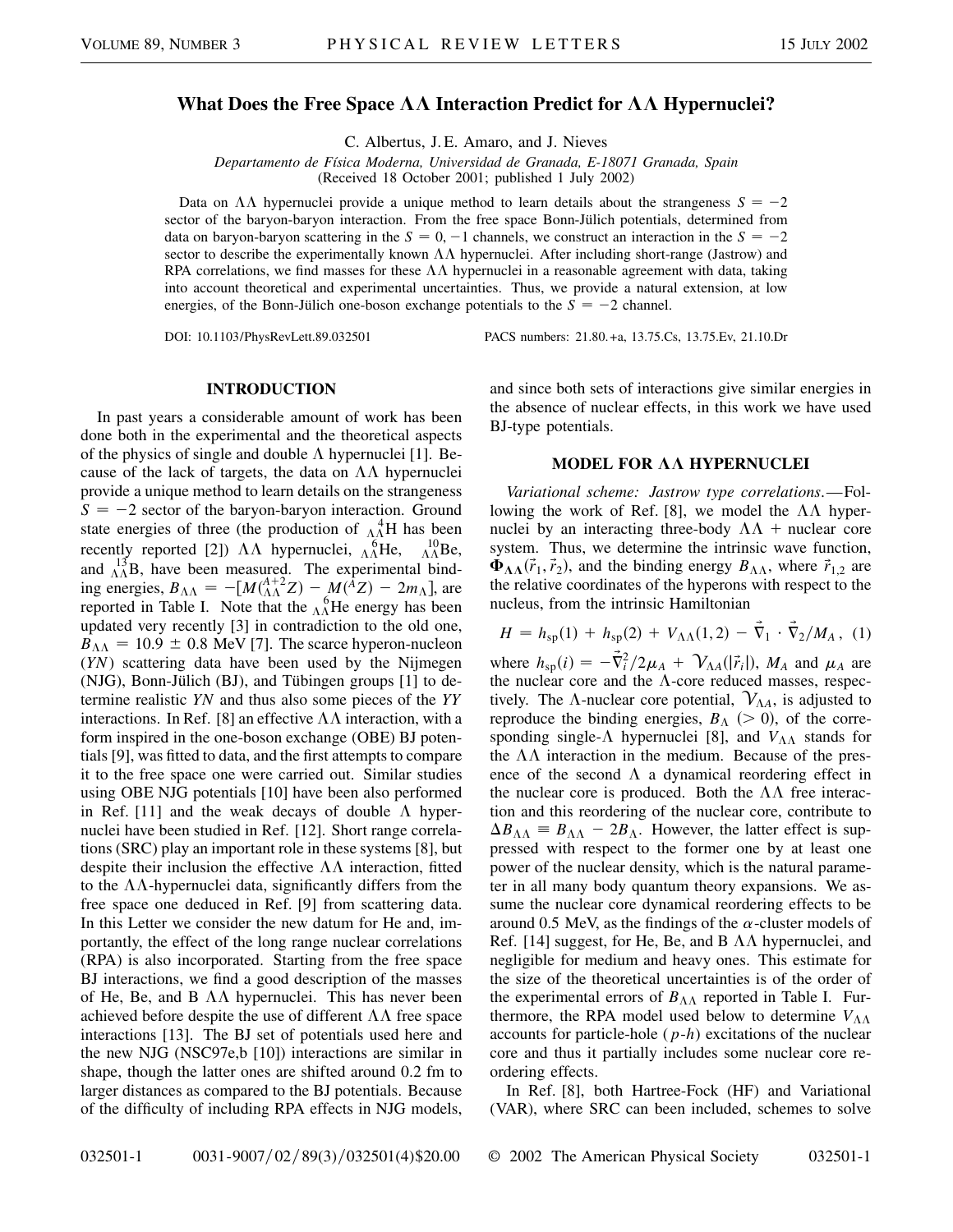# What Does the Free Space ΛΛ Interaction Predict for ΛΛ Hypernuclei?

C. Albertus, J. E. Amaro, and J. Nieves

*Departamento de Física Moderna, Universidad de Granada, E-18071 Granada, Spain*
(Received 18 October 2001; published 1 July 2002)

Data on ΛΛ hypernuclei provide a unique method to learn details about the strangeness $S = -2$ sector of the baryon-baryon interaction. From the free space Bonn-Jülich potentials, determined from data on baryon-baryon scattering in the $S = 0, -1$ channels, we construct an interaction in the $S = -2$ sector to describe the experimentally known ΛΛ hypernuclei. After including short-range (Jastrow) and RPA correlations, we find masses for these ΛΛ hypernuclei in a reasonable agreement with data, taking into account theoretical and experimental uncertainties. Thus, we provide a natural extension, at low energies, of the Bonn-Jülich one-boson exchange potentials to the $S = -2$ channel.

DOI: 10.1103/PhysRevLett.89.032501 PACS numbers: 21.80.+a, 13.75.Cs, 13.75.Ev, 21.10.Dr

## INTRODUCTION

In past years a considerable amount of work has been done both in the experimental and the theoretical aspects of the physics of single and double Λ hypernuclei [1]. Because of the lack of targets, the data on ΛΛ hypernuclei provide a unique method to learn details on the strangeness $S = -2$ sector of the baryon-baryon interaction. Ground state energies of three (the production of ${}^{4}_{\Lambda\Lambda}$H has been recently reported [2]) ΛΛ hypernuclei, ${}^{6}_{\Lambda\Lambda}$He, ${}^{10}_{\Lambda\Lambda}$Be, and ${}^{13}_{\Lambda\Lambda}$B, have been measured. The experimental binding energies, $B_{\Lambda\Lambda} = -[M({}^{A+2}_{\Lambda\Lambda}Z) - M({}^{A}Z) - 2m_\Lambda]$, are reported in Table I. Note that the ${}^{6}_{\Lambda\Lambda}$He energy has been updated very recently [3] in contradiction to the old one, $B_{\Lambda\Lambda} = 10.9 \pm 0.8$ MeV [7]. The scarce hyperon-nucleon (*YN*) scattering data have been used by the Nijmegen (NJG), Bonn-Jülich (BJ), and Tübingen groups [1] to determine realistic *YN* and thus also some pieces of the *YY* interactions. In Ref. [8] an effective ΛΛ interaction, with a form inspired in the one-boson exchange (OBE) BJ potentials [9], was fitted to data, and the first attempts to compare it to the free space one were carried out. Similar studies using OBE NJG potentials [10] have been also performed in Ref. [11] and the weak decays of double Λ hypernuclei have been studied in Ref. [12]. Short range correlations (SRC) play an important role in these systems [8], but despite their inclusion the effective ΛΛ interaction, fitted to the ΛΛ-hypernuclei data, significantly differs from the free space one deduced in Ref. [9] from scattering data. In this Letter we consider the new datum for He and, importantly, the effect of the long range nuclear correlations (RPA) is also incorporated. Starting from the free space BJ interactions, we find a good description of the masses of He, Be, and B ΛΛ hypernuclei. This has never been achieved before despite the use of different ΛΛ free space interactions [13]. The BJ set of potentials used here and the new NJG (NSC97e,b [10]) interactions are similar in shape, though the latter ones are shifted around 0.2 fm to larger distances as compared to the BJ potentials. Because of the difficulty of including RPA effects in NJG models, and since both sets of interactions give similar energies in the absence of nuclear effects, in this work we have used BJ-type potentials.

## MODEL FOR ΛΛ HYPERNUCLEI

*Variational scheme: Jastrow type correlations.*—Following the work of Ref. [8], we model the ΛΛ hypernuclei by an interacting three-body ΛΛ + nuclear core system. Thus, we determine the intrinsic wave function, $\mathbf{\Phi}_{\Lambda\Lambda}(\vec{r}_1, \vec{r}_2)$, and the binding energy $B_{\Lambda\Lambda}$, where $\vec{r}_{1,2}$ are the relative coordinates of the hyperons with respect to the nucleus, from the intrinsic Hamiltonian

$$H = h_{\rm sp}(1) + h_{\rm sp}(2) + V_{\Lambda\Lambda}(1,2) - \vec{\nabla}_1 \cdot \vec{\nabla}_2 / M_A, \quad (1)$$

where $h_{\rm sp}(i) = -\vec{\nabla}_i^2/2\mu_A + \mathcal{V}_{\Lambda A}(|\vec{r}_i|)$, $M_A$ and $\mu_A$ are the nuclear core and the Λ-core reduced masses, respectively. The Λ-nuclear core potential, $\mathcal{V}_{\Lambda A}$, is adjusted to reproduce the binding energies, $B_\Lambda$ ($> 0$), of the corresponding single-Λ hypernuclei [8], and $V_{\Lambda\Lambda}$ stands for the ΛΛ interaction in the medium. Because of the presence of the second Λ a dynamical reordering effect in the nuclear core is produced. Both the ΛΛ free interaction and this reordering of the nuclear core, contribute to $\Delta B_{\Lambda\Lambda} \equiv B_{\Lambda\Lambda} - 2B_\Lambda$. However, the latter effect is suppressed with respect to the former one by at least one power of the nuclear density, which is the natural parameter in all many body quantum theory expansions. We assume the nuclear core dynamical reordering effects to be around 0.5 MeV, as the findings of the α-cluster models of Ref. [14] suggest, for He, Be, and B ΛΛ hypernuclei, and negligible for medium and heavy ones. This estimate for the size of the theoretical uncertainties is of the order of the experimental errors of $B_{\Lambda\Lambda}$ reported in Table I. Furthermore, the RPA model used below to determine $V_{\Lambda\Lambda}$ accounts for particle-hole (*p-h*) excitations of the nuclear core and thus it partially includes some nuclear core reordering effects.

In Ref. [8], both Hartree-Fock (HF) and Variational (VAR), where SRC can been included, schemes to solve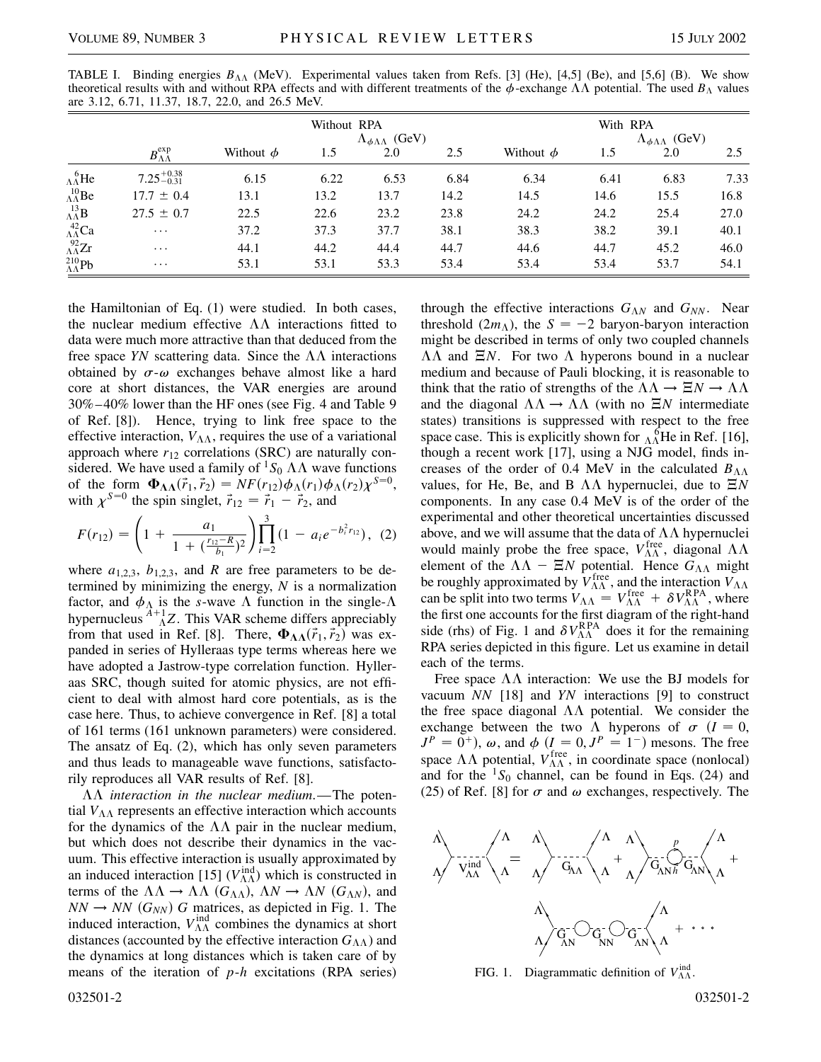TABLE I. Binding energies $B_{\Lambda\Lambda}$ (MeV). Experimental values taken from Refs. [3] (He), [4,5] (Be), and [5,6] (B). We show theoretical results with and without RPA effects and with different treatments of the $\phi$-exchange $\Lambda\Lambda$ potential. The used $B_\Lambda$ values are 3.12, 6.71, 11.37, 18.7, 22.0, and 26.5 MeV.

| | | Without RPA | | | | With RPA | | | |
|---|---|---|---|---|---|---|---|---|---|
| | | | $\Lambda_{\phi\Lambda\Lambda}$ (GeV) | | | | $\Lambda_{\phi\Lambda\Lambda}$ (GeV) | | |
| | $B_{\Lambda\Lambda}^{\rm exp}$ | Without $\phi$ | 1.5 | 2.0 | 2.5 | Without $\phi$ | 1.5 | 2.0 | 2.5 |
| $^{6}_{\Lambda\Lambda}$He | $7.25^{+0.38}_{-0.31}$ | 6.15 | 6.22 | 6.53 | 6.84 | 6.34 | 6.41 | 6.83 | 7.33 |
| $^{10}_{\Lambda\Lambda}$Be | $17.7 \pm 0.4$ | 13.1 | 13.2 | 13.7 | 14.2 | 14.5 | 14.6 | 15.5 | 16.8 |
| $^{13}_{\Lambda\Lambda}$B | $27.5 \pm 0.7$ | 22.5 | 22.6 | 23.2 | 23.8 | 24.2 | 24.2 | 25.4 | 27.0 |
| $^{42}_{\Lambda\Lambda}$Ca | $\cdots$ | 37.2 | 37.3 | 37.7 | 38.1 | 38.3 | 38.2 | 39.1 | 40.1 |
| $^{92}_{\Lambda\Lambda}$Zr | $\cdots$ | 44.1 | 44.2 | 44.4 | 44.7 | 44.6 | 44.7 | 45.2 | 46.0 |
| $^{210}_{\Lambda\Lambda}$Pb | $\cdots$ | 53.1 | 53.1 | 53.3 | 53.4 | 53.4 | 53.4 | 53.7 | 54.1 |

the Hamiltonian of Eq. (1) were studied. In both cases, the nuclear medium effective $\Lambda\Lambda$ interactions fitted to data were much more attractive than that deduced from the free space $YN$ scattering data. Since the $\Lambda\Lambda$ interactions obtained by $\sigma$-$\omega$ exchanges behave almost like a hard core at short distances, the VAR energies are around 30%–40% lower than the HF ones (see Fig. 4 and Table 9 of Ref. [8]). Hence, trying to link free space to the effective interaction, $V_{\Lambda\Lambda}$, requires the use of a variational approach where $r_{12}$ correlations (SRC) are naturally considered. We have used a family of $^1S_0$ $\Lambda\Lambda$ wave functions of the form $\mathbf{\Phi}_{\mathbf{\Lambda\Lambda}}(\vec{r}_1, \vec{r}_2) = NF(r_{12})\phi_\Lambda(r_1)\phi_\Lambda(r_2)\chi^{S=0}$, with $\chi^{S=0}$ the spin singlet, $\vec{r}_{12} = \vec{r}_1 - \vec{r}_2$, and

$$F(r_{12}) = \left(1 + \frac{a_1}{1 + (\frac{r_{12}-R}{b_1})^2}\right)\prod_{i=2}^{3}(1 - a_i e^{-b_i^2 r_{12}}), \quad (2)$$

where $a_{1,2,3}$, $b_{1,2,3}$, and $R$ are free parameters to be determined by minimizing the energy, $N$ is a normalization factor, and $\phi_\Lambda$ is the $s$-wave $\Lambda$ function in the single-$\Lambda$ hypernucleus $^{A+1}_{\ \ \Lambda}Z$. This VAR scheme differs appreciably from that used in Ref. [8]. There, $\mathbf{\Phi}_{\mathbf{\Lambda\Lambda}}(\vec{r}_1, \vec{r}_2)$ was expanded in series of Hylleraas type terms whereas here we have adopted a Jastrow-type correlation function. Hylleraas SRC, though suited for atomic physics, are not efficient to deal with almost hard core potentials, as is the case here. Thus, to achieve convergence in Ref. [8] a total of 161 terms (161 unknown parameters) were considered. The ansatz of Eq. (2), which has only seven parameters and thus leads to manageable wave functions, satisfactorily reproduces all VAR results of Ref. [8].

*$\Lambda\Lambda$ interaction in the nuclear medium.*—The potential $V_{\Lambda\Lambda}$ represents an effective interaction which accounts for the dynamics of the $\Lambda\Lambda$ pair in the nuclear medium, but which does not describe their dynamics in the vacuum. This effective interaction is usually approximated by an induced interaction [15] ($V_{\Lambda\Lambda}^{\rm ind}$) which is constructed in terms of the $\Lambda\Lambda \to \Lambda\Lambda$ ($G_{\Lambda\Lambda}$), $\Lambda N \to \Lambda N$ ($G_{\Lambda N}$), and $NN \to NN$ ($G_{NN}$) $G$ matrices, as depicted in Fig. 1. The induced interaction, $V_{\Lambda\Lambda}^{\rm ind}$ combines the dynamics at short distances (accounted by the effective interaction $G_{\Lambda\Lambda}$) and the dynamics at long distances which is taken care of by means of the iteration of $p$-$h$ excitations (RPA series) through the effective interactions $G_{\Lambda N}$ and $G_{NN}$. Near threshold ($2m_\Lambda$), the $S = -2$ baryon-baryon interaction might be described in terms of only two coupled channels $\Lambda\Lambda$ and $\Xi N$. For two $\Lambda$ hyperons bound in a nuclear medium and because of Pauli blocking, it is reasonable to think that the ratio of strengths of the $\Lambda\Lambda \to \Xi N \to \Lambda\Lambda$ and the diagonal $\Lambda\Lambda \to \Lambda\Lambda$ (with no $\Xi N$ intermediate states) transitions is suppressed with respect to the free space case. This is explicitly shown for $^{6}_{\Lambda\Lambda}$He in Ref. [16], though a recent work [17], using a NJG model, finds increases of the order of 0.4 MeV in the calculated $B_{\Lambda\Lambda}$ values, for He, Be, and B $\Lambda\Lambda$ hypernuclei, due to $\Xi N$ components. In any case 0.4 MeV is of the order of the experimental and other theoretical uncertainties discussed above, and we will assume that the data of $\Lambda\Lambda$ hypernuclei would mainly probe the free space, $V_{\Lambda\Lambda}^{\rm free}$, diagonal $\Lambda\Lambda$ element of the $\Lambda\Lambda - \Xi N$ potential. Hence $G_{\Lambda\Lambda}$ might be roughly approximated by $V_{\Lambda\Lambda}^{\rm free}$, and the interaction $V_{\Lambda\Lambda}$ can be split into two terms $V_{\Lambda\Lambda} = V_{\Lambda\Lambda}^{\rm free} + \delta V_{\Lambda\Lambda}^{\rm RPA}$, where the first one accounts for the first diagram of the right-hand side (rhs) of Fig. 1 and $\delta V_{\Lambda\Lambda}^{\rm RPA}$ does it for the remaining RPA series depicted in this figure. Let us examine in detail each of the terms.

Free space $\Lambda\Lambda$ interaction: We use the BJ models for vacuum $NN$ [18] and $YN$ interactions [9] to construct the free space diagonal $\Lambda\Lambda$ potential. We consider the exchange between the two $\Lambda$ hyperons of $\sigma$ ($I = 0$, $J^P = 0^+$), $\omega$, and $\phi$ ($I = 0, J^P = 1^-$) mesons. The free space $\Lambda\Lambda$ potential, $V_{\Lambda\Lambda}^{\rm free}$, in coordinate space (nonlocal) and for the $^1S_0$ channel, can be found in Eqs. (24) and (25) of Ref. [8] for $\sigma$ and $\omega$ exchanges, respectively. The

FIG. 1. Diagrammatic definition of $V_{\Lambda\Lambda}^{\rm ind}$.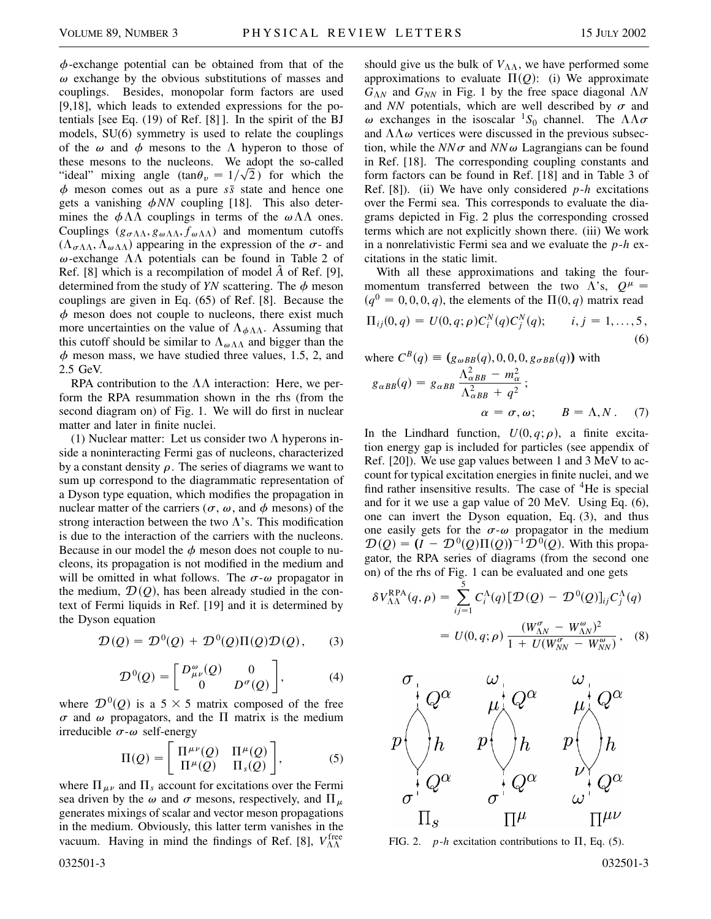$\phi$-exchange potential can be obtained from that of the $\omega$ exchange by the obvious substitutions of masses and couplings. Besides, monopolar form factors are used [9,18], which leads to extended expressions for the potentials [see Eq. (19) of Ref. [8] ]. In the spirit of the BJ models, SU(6) symmetry is used to relate the couplings of the $\omega$ and $\phi$ mesons to the $\Lambda$ hyperon to those of these mesons to the nucleons. We adopt the so-called "ideal" mixing angle ($\tan\theta_v = 1/\sqrt{2}$) for which the $\phi$ meson comes out as a pure $s\bar{s}$ state and hence one gets a vanishing $\phi NN$ coupling [18]. This also determines the $\phi\Lambda\Lambda$ couplings in terms of the $\omega\Lambda\Lambda$ ones. Couplings ($g_{\sigma\Lambda\Lambda}, g_{\omega\Lambda\Lambda}, f_{\omega\Lambda\Lambda}$) and momentum cutoffs ($\Lambda_{\sigma\Lambda\Lambda}, \Lambda_{\omega\Lambda\Lambda}$) appearing in the expression of the $\sigma$- and $\omega$-exchange $\Lambda\Lambda$ potentials can be found in Table 2 of Ref. [8] which is a recompilation of model $\hat{A}$ of Ref. [9], determined from the study of *YN* scattering. The $\phi$ meson couplings are given in Eq. (65) of Ref. [8]. Because the $\phi$ meson does not couple to nucleons, there exist much more uncertainties on the value of $\Lambda_{\phi\Lambda\Lambda}$. Assuming that this cutoff should be similar to $\Lambda_{\omega\Lambda\Lambda}$ and bigger than the $\phi$ meson mass, we have studied three values, 1.5, 2, and 2.5 GeV.

RPA contribution to the $\Lambda\Lambda$ interaction: Here, we perform the RPA resummation shown in the rhs (from the second diagram on) of Fig. 1. We will do first in nuclear matter and later in finite nuclei.

(1) Nuclear matter: Let us consider two $\Lambda$ hyperons inside a noninteracting Fermi gas of nucleons, characterized by a constant density $\rho$. The series of diagrams we want to sum up correspond to the diagrammatic representation of a Dyson type equation, which modifies the propagation in nuclear matter of the carriers ($\sigma$, $\omega$, and $\phi$ mesons) of the strong interaction between the two $\Lambda$'s. This modification is due to the interaction of the carriers with the nucleons. Because in our model the $\phi$ meson does not couple to nucleons, its propagation is not modified in the medium and will be omitted in what follows. The $\sigma$-$\omega$ propagator in the medium, $\mathcal{D}(Q)$, has been already studied in the context of Fermi liquids in Ref. [19] and it is determined by the Dyson equation

$$\mathcal{D}(Q) = \mathcal{D}^0(Q) + \mathcal{D}^0(Q)\Pi(Q)\mathcal{D}(Q), \qquad (3)$$

$$\mathcal{D}^0(Q) = \begin{bmatrix} D^{\omega}_{\mu\nu}(Q) & 0 \\ 0 & D^{\sigma}(Q) \end{bmatrix}, \qquad (4)$$

where $\mathcal{D}^0(Q)$ is a $5 \times 5$ matrix composed of the free $\sigma$ and $\omega$ propagators, and the $\Pi$ matrix is the medium irreducible $\sigma$-$\omega$ self-energy

$$\Pi(Q) = \begin{bmatrix} \Pi^{\mu\nu}(Q) & \Pi^{\mu}(Q) \\ \Pi^{\mu}(Q) & \Pi_s(Q) \end{bmatrix}, \qquad (5)$$

where $\Pi_{\mu\nu}$ and $\Pi_s$ account for excitations over the Fermi sea driven by the $\omega$ and $\sigma$ mesons, respectively, and $\Pi_\mu$ generates mixings of scalar and vector meson propagations in the medium. Obviously, this latter term vanishes in the vacuum. Having in mind the findings of Ref. [8], $V^{\rm free}_{\Lambda\Lambda}$ should give us the bulk of $V_{\Lambda\Lambda}$, we have performed some approximations to evaluate $\Pi(Q)$: (i) We approximate $G_{\Lambda N}$ and $G_{NN}$ in Fig. 1 by the free space diagonal $\Lambda N$ and $NN$ potentials, which are well described by $\sigma$ and $\omega$ exchanges in the isoscalar ${}^1S_0$ channel. The $\Lambda\Lambda\sigma$ and $\Lambda\Lambda\omega$ vertices were discussed in the previous subsection, while the $NN\sigma$ and $NN\omega$ Lagrangians can be found in Ref. [18]. The corresponding coupling constants and form factors can be found in Ref. [18] and in Table 3 of Ref. [8]). (ii) We have only considered *p*-*h* excitations over the Fermi sea. This corresponds to evaluate the diagrams depicted in Fig. 2 plus the corresponding crossed terms which are not explicitly shown there. (iii) We work in a nonrelativistic Fermi sea and we evaluate the *p*-*h* excitations in the static limit.

With all these approximations and taking the four-momentum transferred between the two $\Lambda$'s, $Q^\mu = (q^0 = 0, 0, 0, q)$, the elements of the $\Pi(0, q)$ matrix read

$$\Pi_{ij}(0, q) = U(0, q; \rho) C^N_i(q) C^N_j(q); \qquad i, j = 1, \ldots, 5, \qquad (6)$$

where $C^B(q) \equiv (g_{\omega BB}(q), 0, 0, 0, g_{\sigma BB}(q))$ with

$$g_{\alpha BB}(q) = g_{\alpha BB} \frac{\Lambda^2_{\alpha BB} - m^2_\alpha}{\Lambda^2_{\alpha BB} + q^2}; \qquad \alpha = \sigma, \omega; \qquad B = \Lambda, N. \qquad (7)$$

In the Lindhard function, $U(0, q; \rho)$, a finite excitation energy gap is included for particles (see appendix of Ref. [20]). We use gap values between 1 and 3 MeV to account for typical excitation energies in finite nuclei, and we find rather insensitive results. The case of ${}^4$He is special and for it we use a gap value of 20 MeV. Using Eq. (6), one can invert the Dyson equation, Eq. (3), and thus one easily gets for the $\sigma$-$\omega$ propagator in the medium $\mathcal{D}(Q) = (I - \mathcal{D}^0(Q)\Pi(Q))^{-1}\mathcal{D}^0(Q)$. With this propagator, the RPA series of diagrams (from the second one on) of the rhs of Fig. 1 can be evaluated and one gets

$$\delta V^{\rm RPA}_{\Lambda\Lambda}(q, \rho) = \sum_{ij=1}^{5} C^\Lambda_i(q)[\mathcal{D}(Q) - \mathcal{D}^0(Q)]_{ij} C^\Lambda_j(q) = U(0, q; \rho) \frac{(W^\sigma_{\Lambda N} - W^\omega_{\Lambda N})^2}{1 + U(W^\sigma_{NN} - W^\omega_{NN})}, \qquad (8)$$

FIG. 2. *p*-*h* excitation contributions to $\Pi$, Eq. (5).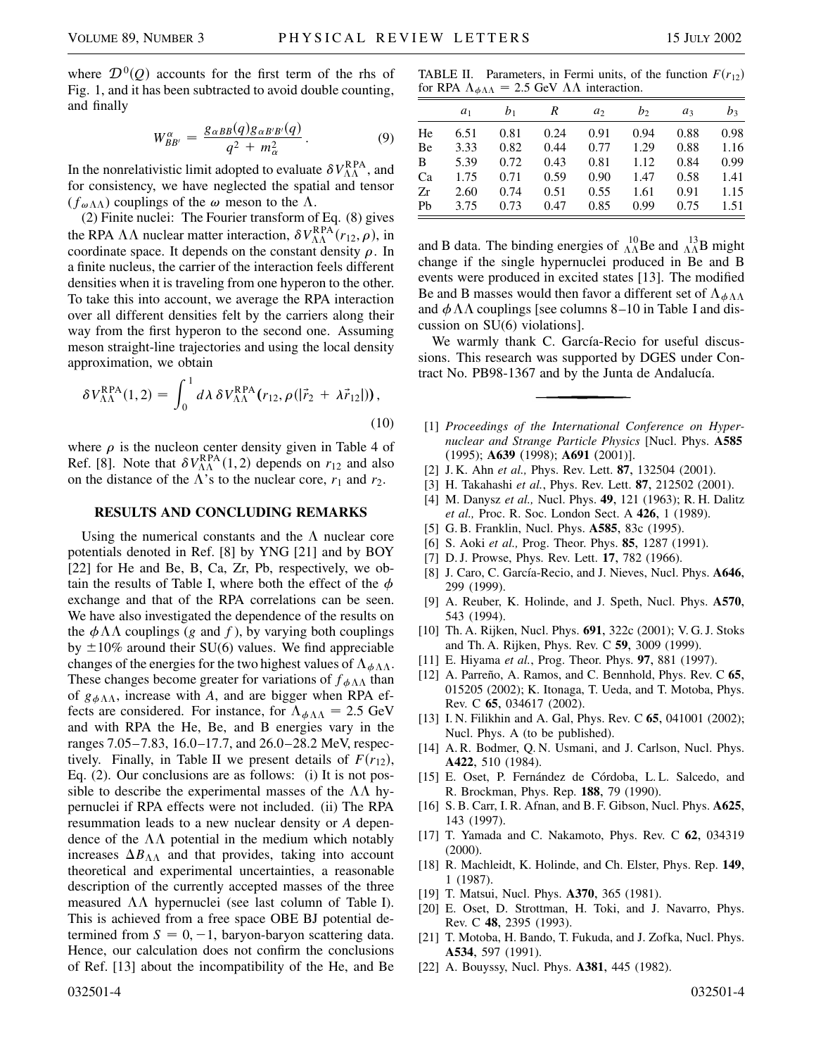where $\mathcal{D}^0(Q)$ accounts for the first term of the rhs of Fig. 1, and it has been subtracted to avoid double counting, and finally

$$W^{\alpha}_{BB'} = \frac{g_{\alpha BB}(q) g_{\alpha B'B'}(q)}{q^2 + m_\alpha^2}. \tag{9}$$

In the nonrelativistic limit adopted to evaluate $\delta V^{\rm RPA}_{\Lambda\Lambda}$, and for consistency, we have neglected the spatial and tensor ($f_{\omega\Lambda\Lambda}$) couplings of the $\omega$ meson to the $\Lambda$.

(2) Finite nuclei: The Fourier transform of Eq. (8) gives the RPA $\Lambda\Lambda$ nuclear matter interaction, $\delta V^{\rm RPA}_{\Lambda\Lambda}(r_{12}, \rho)$, in coordinate space. It depends on the constant density $\rho$. In a finite nucleus, the carrier of the interaction feels different densities when it is traveling from one hyperon to the other. To take this into account, we average the RPA interaction over all different densities felt by the carriers along their way from the first hyperon to the second one. Assuming meson straight-line trajectories and using the local density approximation, we obtain

$$\delta V^{\rm RPA}_{\Lambda\Lambda}(1,2) = \int_0^1 d\lambda\, \delta V^{\rm RPA}_{\Lambda\Lambda}\big(r_{12}, \rho(|\vec{r}_2 + \lambda \vec{r}_{12}|)\big), \tag{10}$$

where $\rho$ is the nucleon center density given in Table 4 of Ref. [8]. Note that $\delta V^{\rm RPA}_{\Lambda\Lambda}(1,2)$ depends on $r_{12}$ and also on the distance of the $\Lambda$'s to the nuclear core, $r_1$ and $r_2$.

## RESULTS AND CONCLUDING REMARKS

Using the numerical constants and the $\Lambda$ nuclear core potentials denoted in Ref. [8] by YNG [21] and by BOY [22] for He and Be, B, Ca, Zr, Pb, respectively, we obtain the results of Table I, where both the effect of the $\phi$ exchange and that of the RPA correlations can be seen. We have also investigated the dependence of the results on the $\phi\Lambda\Lambda$ couplings ($g$ and $f$), by varying both couplings by $\pm 10\%$ around their SU(6) values. We find appreciable changes of the energies for the two highest values of $\Lambda_{\phi\Lambda\Lambda}$. These changes become greater for variations of $f_{\phi\Lambda\Lambda}$ than of $g_{\phi\Lambda\Lambda}$, increase with $A$, and are bigger when RPA effects are considered. For instance, for $\Lambda_{\phi\Lambda\Lambda} = 2.5$ GeV and with RPA the He, Be, and B energies vary in the ranges 7.05–7.83, 16.0–17.7, and 26.0–28.2 MeV, respectively. Finally, in Table II we present details of $F(r_{12})$, Eq. (2). Our conclusions are as follows: (i) It is not possible to describe the experimental masses of the $\Lambda\Lambda$ hypernuclei if RPA effects were not included. (ii) The RPA resummation leads to a new nuclear density or $A$ dependence of the $\Lambda\Lambda$ potential in the medium which notably increases $\Delta B_{\Lambda\Lambda}$ and that provides, taking into account theoretical and experimental uncertainties, a reasonable description of the currently accepted masses of the three measured $\Lambda\Lambda$ hypernuclei (see last column of Table I). This is achieved from a free space OBE BJ potential determined from $S = 0, -1$, baryon-baryon scattering data. Hence, our calculation does not confirm the conclusions of Ref. [13] about the incompatibility of the He, and Be and B data. The binding energies of ${}^{10}_{\Lambda\Lambda}$Be and ${}^{13}_{\Lambda\Lambda}$B might change if the single hypernuclei produced in Be and B events were produced in excited states [13]. The modified Be and B masses would then favor a different set of $\Lambda_{\phi\Lambda\Lambda}$ and $\phi\Lambda\Lambda$ couplings [see columns 8–10 in Table I and discussion on SU(6) violations].

TABLE II. Parameters, in Fermi units, of the function $F(r_{12})$ for RPA $\Lambda_{\phi\Lambda\Lambda} = 2.5$ GeV $\Lambda\Lambda$ interaction.

| | $a_1$ | $b_1$ | $R$ | $a_2$ | $b_2$ | $a_3$ | $b_3$ |
|---|---|---|---|---|---|---|---|
| He | 6.51 | 0.81 | 0.24 | 0.91 | 0.94 | 0.88 | 0.98 |
| Be | 3.33 | 0.82 | 0.44 | 0.77 | 1.29 | 0.88 | 1.16 |
| B | 5.39 | 0.72 | 0.43 | 0.81 | 1.12 | 0.84 | 0.99 |
| Ca | 1.75 | 0.71 | 0.59 | 0.90 | 1.47 | 0.58 | 1.41 |
| Zr | 2.60 | 0.74 | 0.51 | 0.55 | 1.61 | 0.91 | 1.15 |
| Pb | 3.75 | 0.73 | 0.47 | 0.85 | 0.99 | 0.75 | 1.51 |

We warmly thank C. García-Recio for useful discussions. This research was supported by DGES under Contract No. PB98-1367 and by the Junta de Andalucía.

---

[1] *Proceedings of the International Conference on Hypernuclear and Strange Particle Physics* [Nucl. Phys. **A585** (1995); **A639** (1998); **A691** (2001)].

[2] J. K. Ahn *et al.,* Phys. Rev. Lett. **87**, 132504 (2001).

[3] H. Takahashi *et al.*, Phys. Rev. Lett. **87**, 212502 (2001).

[4] M. Danysz *et al.,* Nucl. Phys. **49**, 121 (1963); R. H. Dalitz *et al.,* Proc. R. Soc. London Sect. A **426**, 1 (1989).

[5] G. B. Franklin, Nucl. Phys. **A585**, 83c (1995).

[6] S. Aoki *et al.,* Prog. Theor. Phys. **85**, 1287 (1991).

[7] D. J. Prowse, Phys. Rev. Lett. **17**, 782 (1966).

[8] J. Caro, C. García-Recio, and J. Nieves, Nucl. Phys. **A646**, 299 (1999).

[9] A. Reuber, K. Holinde, and J. Speth, Nucl. Phys. **A570**, 543 (1994).

[10] Th. A. Rijken, Nucl. Phys. **691**, 322c (2001); V. G. J. Stoks and Th. A. Rijken, Phys. Rev. C **59**, 3009 (1999).

[11] E. Hiyama *et al.*, Prog. Theor. Phys. **97**, 881 (1997).

[12] A. Parreño, A. Ramos, and C. Bennhold, Phys. Rev. C **65**, 015205 (2002); K. Itonaga, T. Ueda, and T. Motoba, Phys. Rev. C **65**, 034617 (2002).

[13] I. N. Filikhin and A. Gal, Phys. Rev. C **65**, 041001 (2002); Nucl. Phys. A (to be published).

[14] A. R. Bodmer, Q. N. Usmani, and J. Carlson, Nucl. Phys. **A422**, 510 (1984).

[15] E. Oset, P. Fernández de Córdoba, L. L. Salcedo, and R. Brockman, Phys. Rep. **188**, 79 (1990).

[16] S. B. Carr, I. R. Afnan, and B. F. Gibson, Nucl. Phys. **A625**, 143 (1997).

[17] T. Yamada and C. Nakamoto, Phys. Rev. C **62**, 034319 (2000).

[18] R. Machleidt, K. Holinde, and Ch. Elster, Phys. Rep. **149**, 1 (1987).

[19] T. Matsui, Nucl. Phys. **A370**, 365 (1981).

[20] E. Oset, D. Strottman, H. Toki, and J. Navarro, Phys. Rev. C **48**, 2395 (1993).

[21] T. Motoba, H. Bando, T. Fukuda, and J. Zofka, Nucl. Phys. **A534**, 597 (1991).

[22] A. Bouyssy, Nucl. Phys. **A381**, 445 (1982).